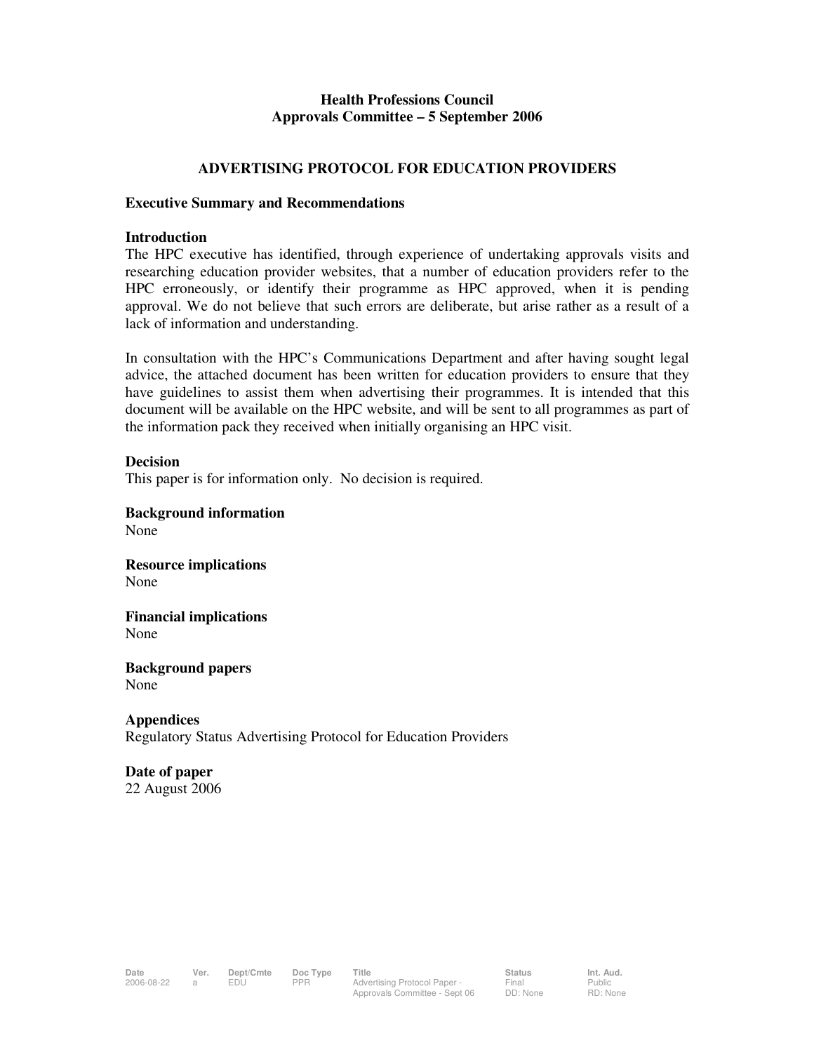**Health Professions Council**
**Approvals Committee – 5 September 2006**

# ADVERTISING PROTOCOL FOR EDUCATION PROVIDERS

## Executive Summary and Recommendations

### Introduction

The HPC executive has identified, through experience of undertaking approvals visits and researching education provider websites, that a number of education providers refer to the HPC erroneously, or identify their programme as HPC approved, when it is pending approval. We do not believe that such errors are deliberate, but arise rather as a result of a lack of information and understanding.

In consultation with the HPC's Communications Department and after having sought legal advice, the attached document has been written for education providers to ensure that they have guidelines to assist them when advertising their programmes. It is intended that this document will be available on the HPC website, and will be sent to all programmes as part of the information pack they received when initially organising an HPC visit.

### Decision

This paper is for information only. No decision is required.

### Background information

None

### Resource implications

None

### Financial implications

None

### Background papers

None

### Appendices

Regulatory Status Advertising Protocol for Education Providers

### Date of paper

22 August 2006

| Date | Ver. | Dept/Cmte | Doc Type | Title | Status | Int. Aud. |
| --- | --- | --- | --- | --- | --- | --- |
| 2006-08-22 | a | EDU | PPR | Advertising Protocol Paper - Approvals Committee - Sept 06 | Final DD: None | Public RD: None |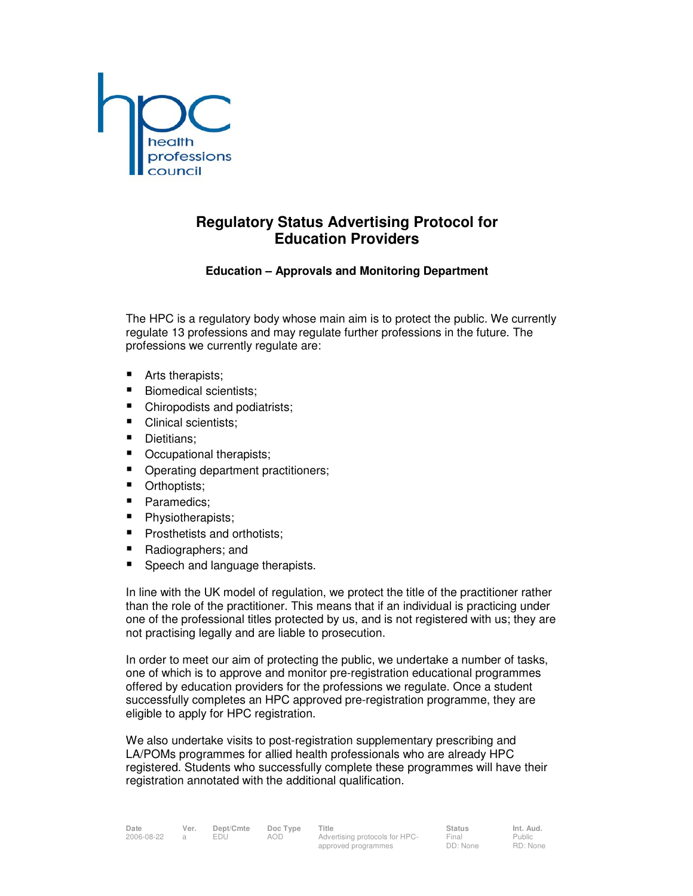# Regulatory Status Advertising Protocol for Education Providers

### Education – Approvals and Monitoring Department

The HPC is a regulatory body whose main aim is to protect the public. We currently regulate 13 professions and may regulate further professions in the future. The professions we currently regulate are:

- Arts therapists;
- Biomedical scientists;
- Chiropodists and podiatrists;
- Clinical scientists;
- Dietitians;
- Occupational therapists;
- Operating department practitioners;
- Orthoptists;
- Paramedics;
- Physiotherapists;
- Prosthetists and orthotists;
- Radiographers; and
- Speech and language therapists.

In line with the UK model of regulation, we protect the title of the practitioner rather than the role of the practitioner. This means that if an individual is practicing under one of the professional titles protected by us, and is not registered with us; they are not practising legally and are liable to prosecution.

In order to meet our aim of protecting the public, we undertake a number of tasks, one of which is to approve and monitor pre-registration educational programmes offered by education providers for the professions we regulate. Once a student successfully completes an HPC approved pre-registration programme, they are eligible to apply for HPC registration.

We also undertake visits to post-registration supplementary prescribing and LA/POMs programmes for allied health professionals who are already HPC registered. Students who successfully complete these programmes will have their registration annotated with the additional qualification.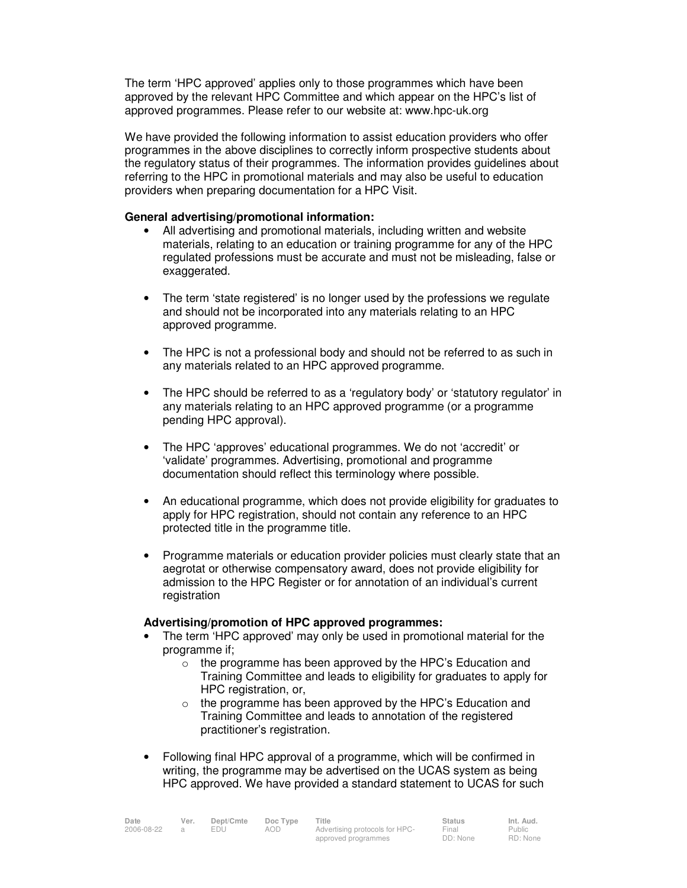The term 'HPC approved' applies only to those programmes which have been approved by the relevant HPC Committee and which appear on the HPC's list of approved programmes. Please refer to our website at: www.hpc-uk.org

We have provided the following information to assist education providers who offer programmes in the above disciplines to correctly inform prospective students about the regulatory status of their programmes. The information provides guidelines about referring to the HPC in promotional materials and may also be useful to education providers when preparing documentation for a HPC Visit.

**General advertising/promotional information:**

- All advertising and promotional materials, including written and website materials, relating to an education or training programme for any of the HPC regulated professions must be accurate and must not be misleading, false or exaggerated.

- The term 'state registered' is no longer used by the professions we regulate and should not be incorporated into any materials relating to an HPC approved programme.

- The HPC is not a professional body and should not be referred to as such in any materials related to an HPC approved programme.

- The HPC should be referred to as a 'regulatory body' or 'statutory regulator' in any materials relating to an HPC approved programme (or a programme pending HPC approval).

- The HPC 'approves' educational programmes. We do not 'accredit' or 'validate' programmes. Advertising, promotional and programme documentation should reflect this terminology where possible.

- An educational programme, which does not provide eligibility for graduates to apply for HPC registration, should not contain any reference to an HPC protected title in the programme title.

- Programme materials or education provider policies must clearly state that an aegrotat or otherwise compensatory award, does not provide eligibility for admission to the HPC Register or for annotation of an individual's current registration

**Advertising/promotion of HPC approved programmes:**

- The term 'HPC approved' may only be used in promotional material for the programme if;
  - the programme has been approved by the HPC's Education and Training Committee and leads to eligibility for graduates to apply for HPC registration, or,
  - the programme has been approved by the HPC's Education and Training Committee and leads to annotation of the registered practitioner's registration.

- Following final HPC approval of a programme, which will be confirmed in writing, the programme may be advertised on the UCAS system as being HPC approved. We have provided a standard statement to UCAS for such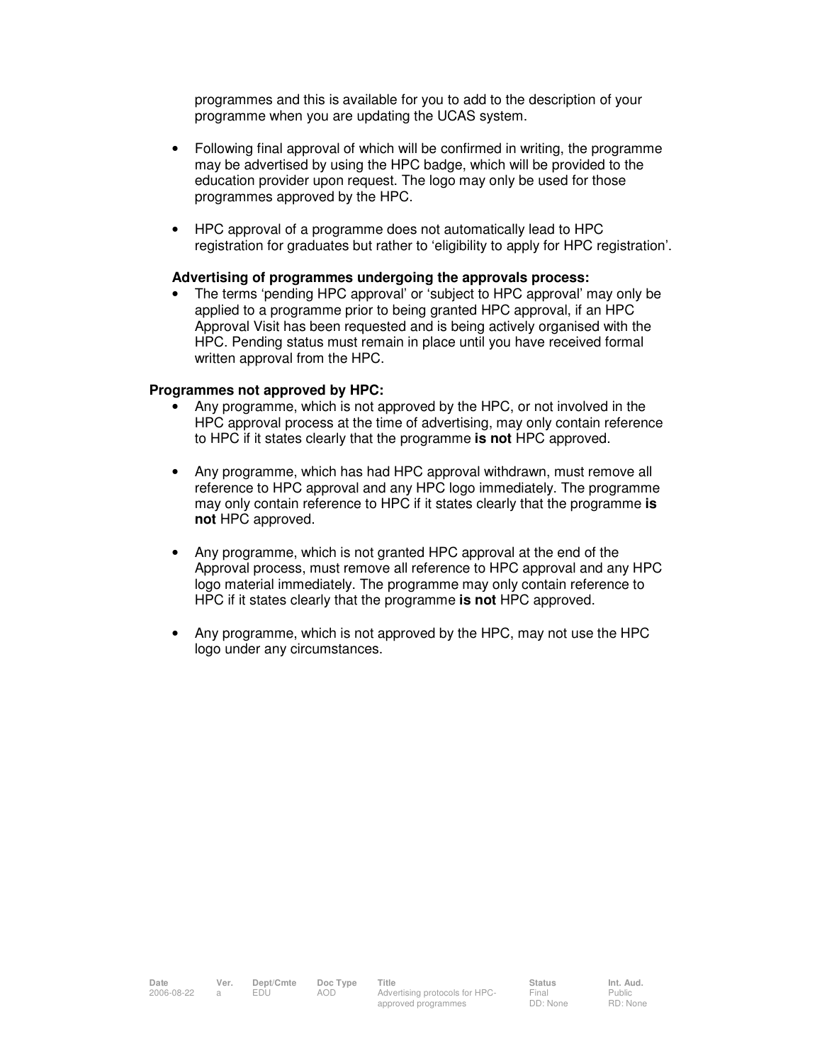programmes and this is available for you to add to the description of your programme when you are updating the UCAS system.

- Following final approval of which will be confirmed in writing, the programme may be advertised by using the HPC badge, which will be provided to the education provider upon request. The logo may only be used for those programmes approved by the HPC.

- HPC approval of a programme does not automatically lead to HPC registration for graduates but rather to 'eligibility to apply for HPC registration'.

**Advertising of programmes undergoing the approvals process:**

- The terms 'pending HPC approval' or 'subject to HPC approval' may only be applied to a programme prior to being granted HPC approval, if an HPC Approval Visit has been requested and is being actively organised with the HPC. Pending status must remain in place until you have received formal written approval from the HPC.

**Programmes not approved by HPC:**

- Any programme, which is not approved by the HPC, or not involved in the HPC approval process at the time of advertising, may only contain reference to HPC if it states clearly that the programme **is not** HPC approved.

- Any programme, which has had HPC approval withdrawn, must remove all reference to HPC approval and any HPC logo immediately. The programme may only contain reference to HPC if it states clearly that the programme **is not** HPC approved.

- Any programme, which is not granted HPC approval at the end of the Approval process, must remove all reference to HPC approval and any HPC logo material immediately. The programme may only contain reference to HPC if it states clearly that the programme **is not** HPC approved.

- Any programme, which is not approved by the HPC, may not use the HPC logo under any circumstances.